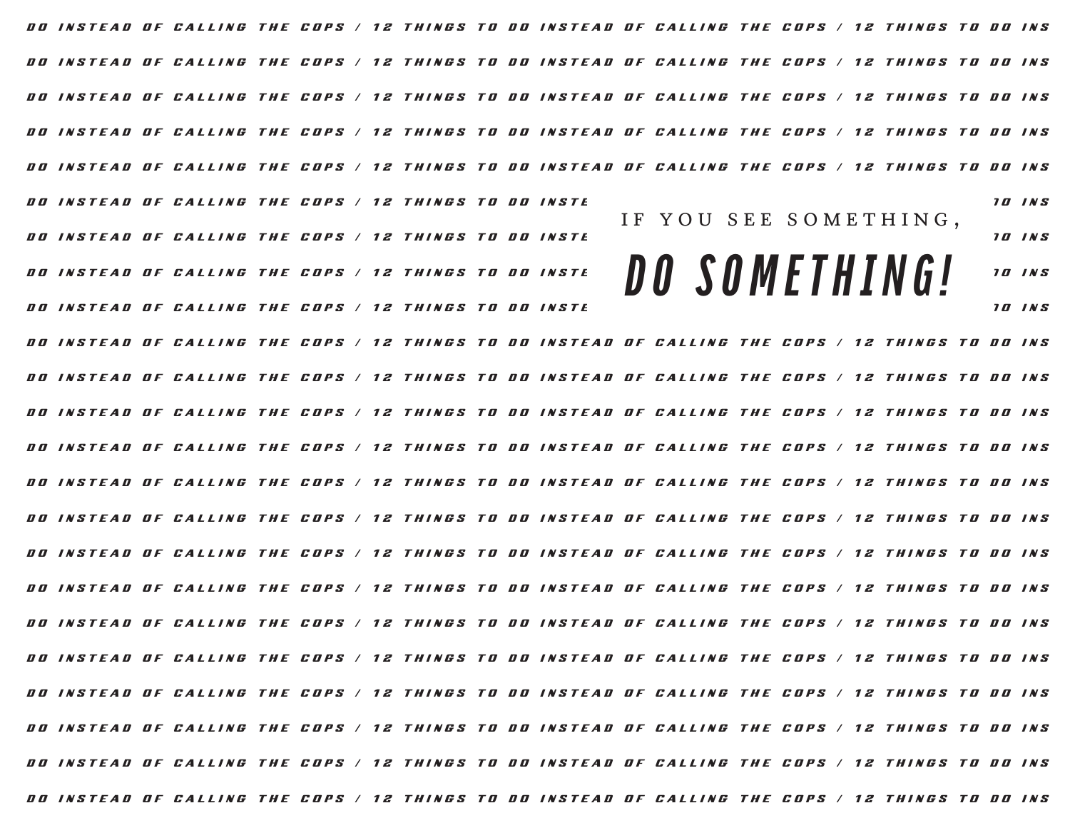DO INSTEAD OF CALLING THE COPS / 12 THINGS TO DO INSTEAD OF CALLING THE COPS / 12 THINGS TO DO INS

IF YOU SEE SOMETHING,

# DO SOMETHING!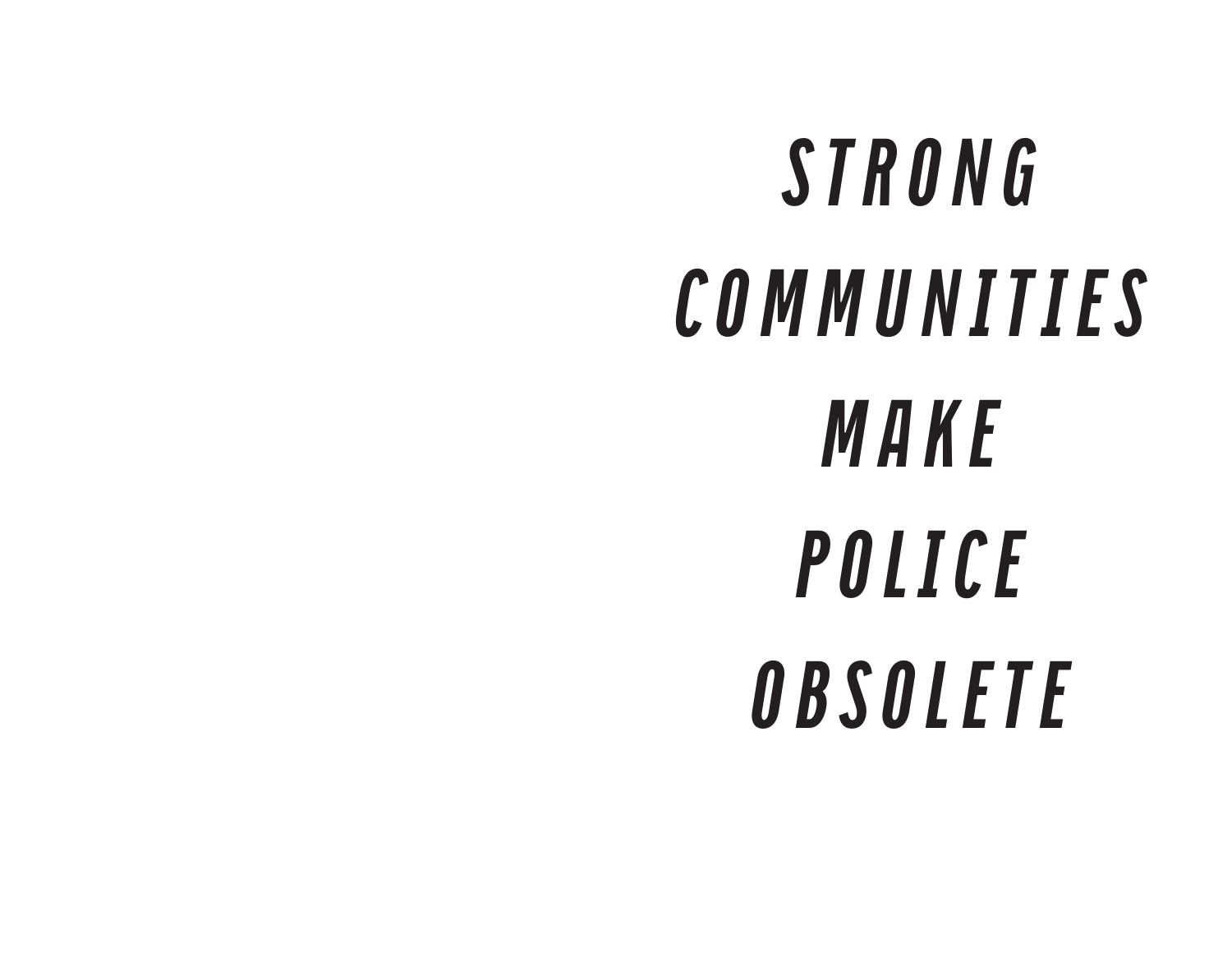**STRONG**
**COMMUNITIES**
**MAKE**
**POLICE**
**OBSOLETE**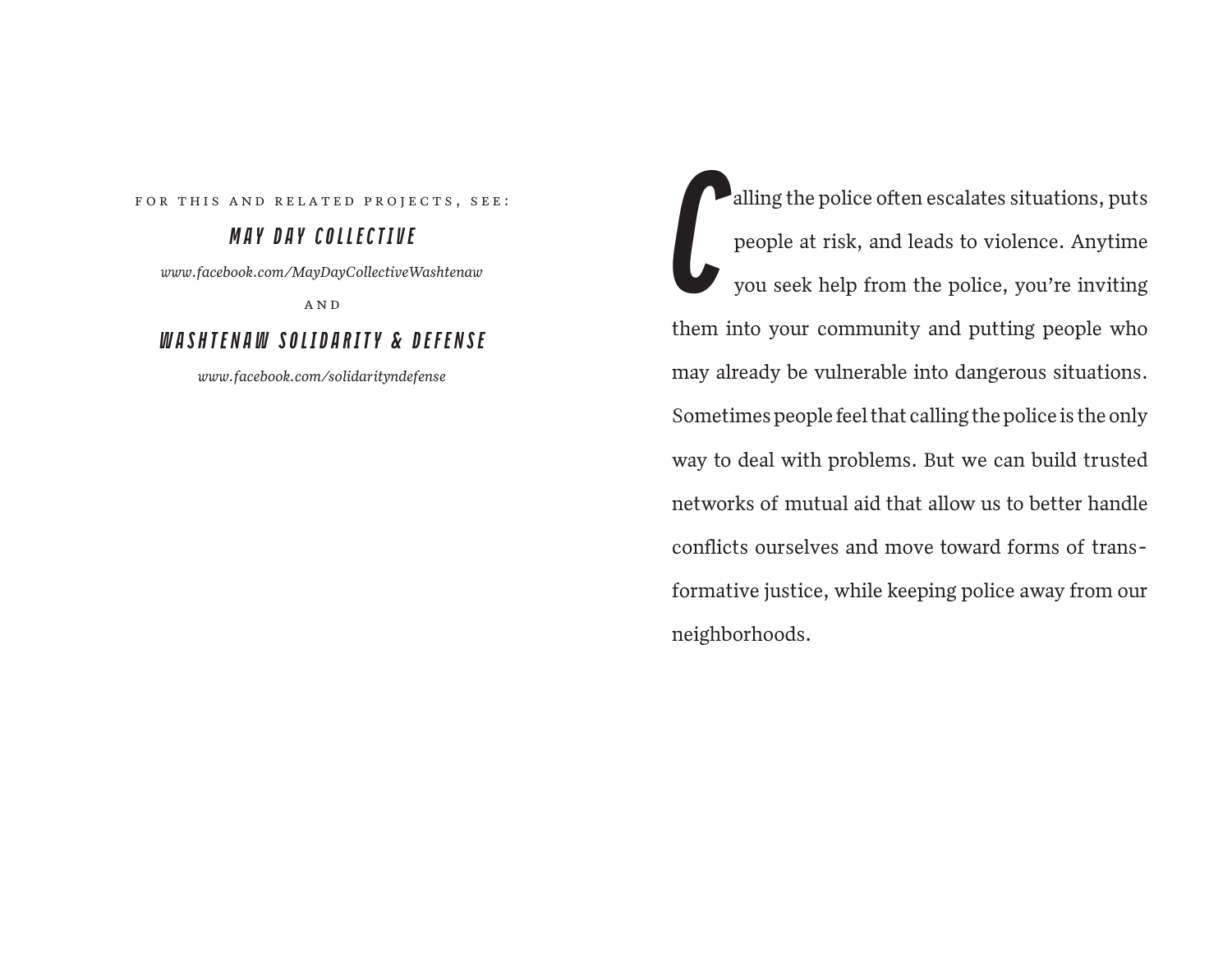FOR THIS AND RELATED PROJECTS, SEE:

***MAY DAY COLLECTIVE***

*www.facebook.com/MayDayCollectiveWashtenaw*

AND

***WASHTENAW SOLIDARITY & DEFENSE***

*www.facebook.com/solidarityndefense*

Calling the police often escalates situations, puts people at risk, and leads to violence. Anytime you seek help from the police, you're inviting them into your community and putting people who may already be vulnerable into dangerous situations. Sometimes people feel that calling the police is the only way to deal with problems. But we can build trusted networks of mutual aid that allow us to better handle conflicts ourselves and move toward forms of transformative justice, while keeping police away from our neighborhoods.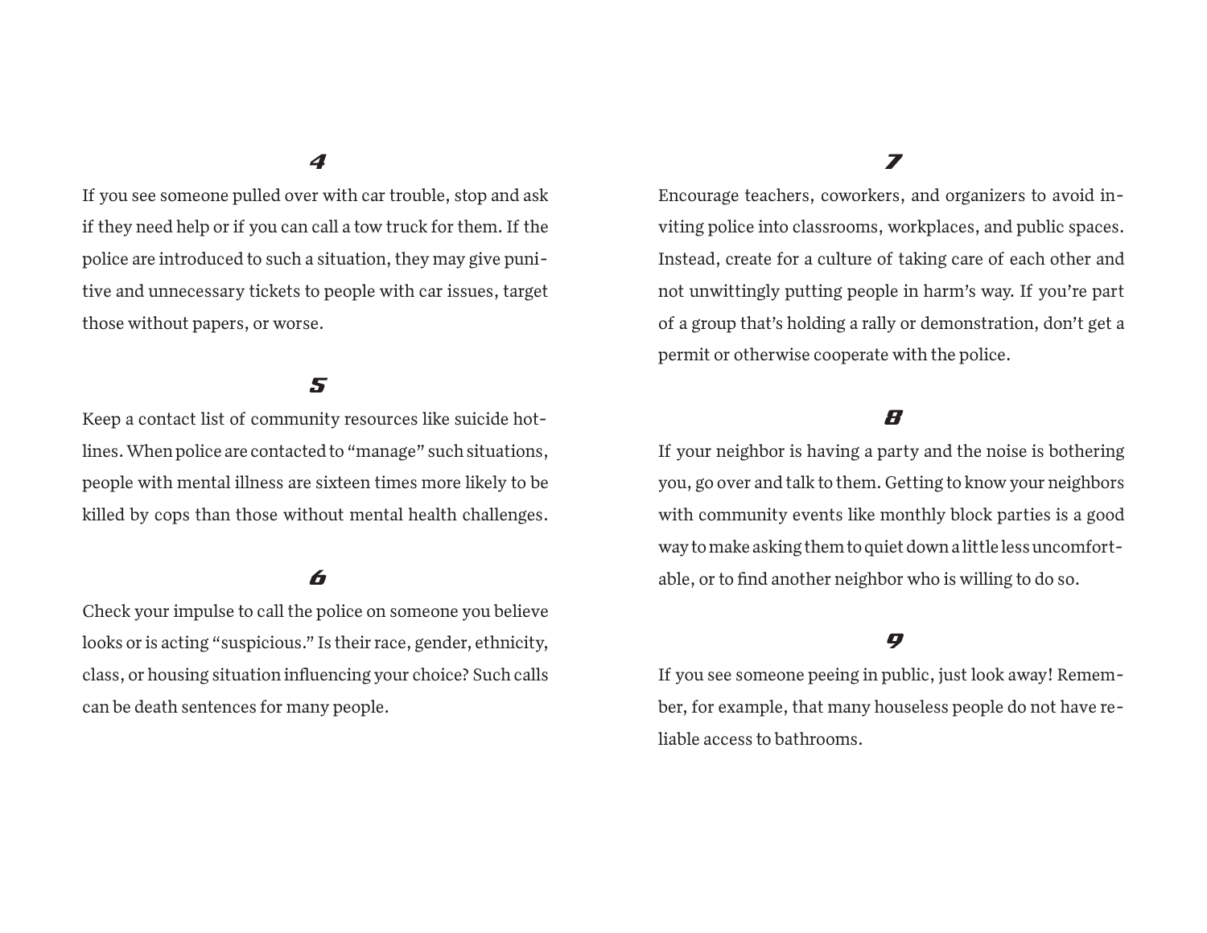### 4

If you see someone pulled over with car trouble, stop and ask if they need help or if you can call a tow truck for them. If the police are introduced to such a situation, they may give punitive and unnecessary tickets to people with car issues, target those without papers, or worse.

### 5

Keep a contact list of community resources like suicide hotlines. When police are contacted to "manage" such situations, people with mental illness are sixteen times more likely to be killed by cops than those without mental health challenges.

### 6

Check your impulse to call the police on someone you believe looks or is acting "suspicious." Is their race, gender, ethnicity, class, or housing situation influencing your choice? Such calls can be death sentences for many people.

### 7

Encourage teachers, coworkers, and organizers to avoid inviting police into classrooms, workplaces, and public spaces. Instead, create for a culture of taking care of each other and not unwittingly putting people in harm's way. If you're part of a group that's holding a rally or demonstration, don't get a permit or otherwise cooperate with the police.

### 8

If your neighbor is having a party and the noise is bothering you, go over and talk to them. Getting to know your neighbors with community events like monthly block parties is a good way to make asking them to quiet down a little less uncomfortable, or to find another neighbor who is willing to do so.

### 9

If you see someone peeing in public, just look away! Remember, for example, that many houseless people do not have reliable access to bathrooms.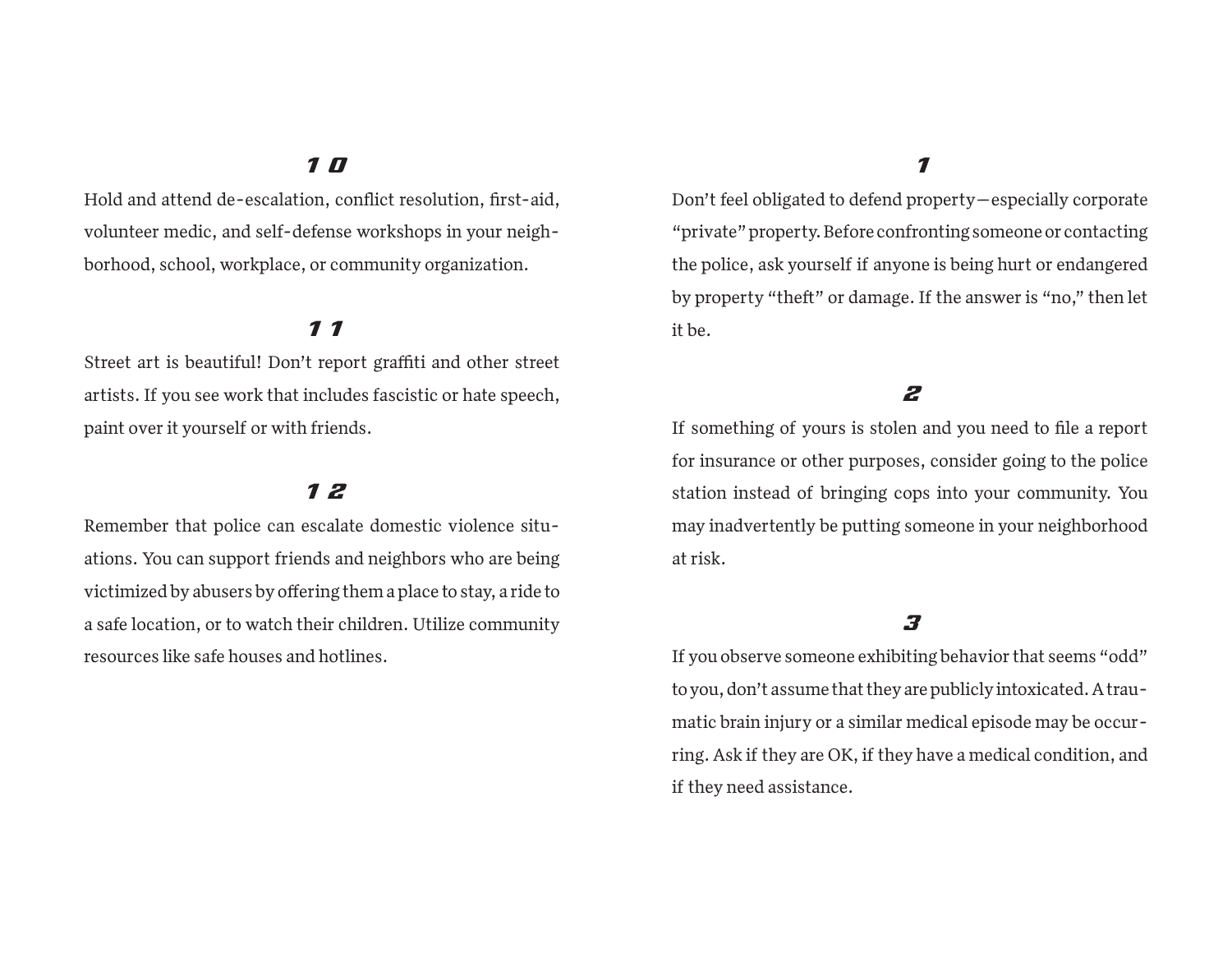### 10

Hold and attend de-escalation, conflict resolution, first-aid, volunteer medic, and self-defense workshops in your neighborhood, school, workplace, or community organization.

### 11

Street art is beautiful! Don't report graffiti and other street artists. If you see work that includes fascistic or hate speech, paint over it yourself or with friends.

### 12

Remember that police can escalate domestic violence situations. You can support friends and neighbors who are being victimized by abusers by offering them a place to stay, a ride to a safe location, or to watch their children. Utilize community resources like safe houses and hotlines.

### 1

Don't feel obligated to defend property—especially corporate "private" property. Before confronting someone or contacting the police, ask yourself if anyone is being hurt or endangered by property "theft" or damage. If the answer is "no," then let it be.

### 2

If something of yours is stolen and you need to file a report for insurance or other purposes, consider going to the police station instead of bringing cops into your community. You may inadvertently be putting someone in your neighborhood at risk.

### 3

If you observe someone exhibiting behavior that seems "odd" to you, don't assume that they are publicly intoxicated. A traumatic brain injury or a similar medical episode may be occurring. Ask if they are OK, if they have a medical condition, and if they need assistance.